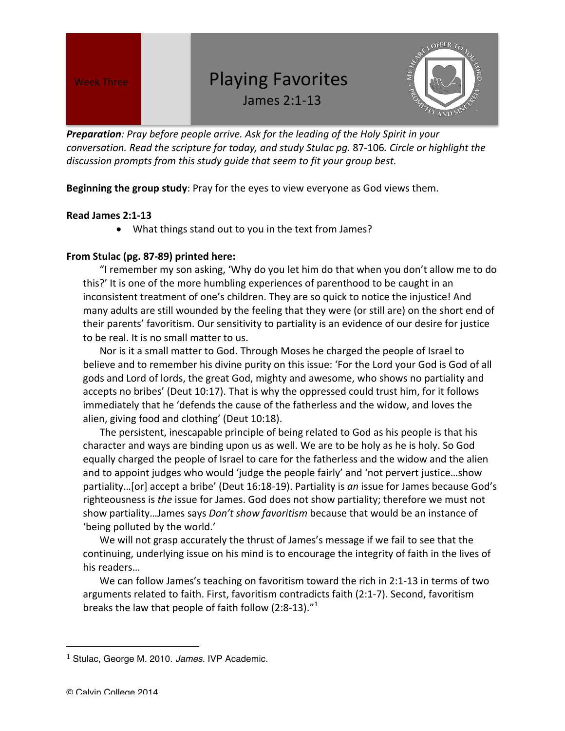Week Three

# Playing Favorites

James 2:1-13

***Preparation**: Pray before people arrive. Ask for the leading of the Holy Spirit in your conversation. Read the scripture for today, and study Stulac pg.* 87-106*. Circle or highlight the discussion prompts from this study guide that seem to fit your group best.*

**Beginning the group study**: Pray for the eyes to view everyone as God views them.

**Read James 2:1-13**

- What things stand out to you in the text from James?

**From Stulac (pg. 87-89) printed here:**

"I remember my son asking, 'Why do you let him do that when you don't allow me to do this?' It is one of the more humbling experiences of parenthood to be caught in an inconsistent treatment of one's children. They are so quick to notice the injustice! And many adults are still wounded by the feeling that they were (or still are) on the short end of their parents' favoritism. Our sensitivity to partiality is an evidence of our desire for justice to be real. It is no small matter to us.

Nor is it a small matter to God. Through Moses he charged the people of Israel to believe and to remember his divine purity on this issue: 'For the Lord your God is God of all gods and Lord of lords, the great God, mighty and awesome, who shows no partiality and accepts no bribes' (Deut 10:17). That is why the oppressed could trust him, for it follows immediately that he 'defends the cause of the fatherless and the widow, and loves the alien, giving food and clothing' (Deut 10:18).

The persistent, inescapable principle of being related to God as his people is that his character and ways are binding upon us as well. We are to be holy as he is holy. So God equally charged the people of Israel to care for the fatherless and the widow and the alien and to appoint judges who would 'judge the people fairly' and 'not pervert justice…show partiality…[or] accept a bribe' (Deut 16:18-19). Partiality is *an* issue for James because God's righteousness is *the* issue for James. God does not show partiality; therefore we must not show partiality…James says *Don't show favoritism* because that would be an instance of 'being polluted by the world.'

We will not grasp accurately the thrust of James's message if we fail to see that the continuing, underlying issue on his mind is to encourage the integrity of faith in the lives of his readers…

We can follow James's teaching on favoritism toward the rich in 2:1-13 in terms of two arguments related to faith. First, favoritism contradicts faith (2:1-7). Second, favoritism breaks the law that people of faith follow (2:8-13)."[1]

---

[1] Stulac, George M. 2010. *James*. IVP Academic.

© Calvin College 2014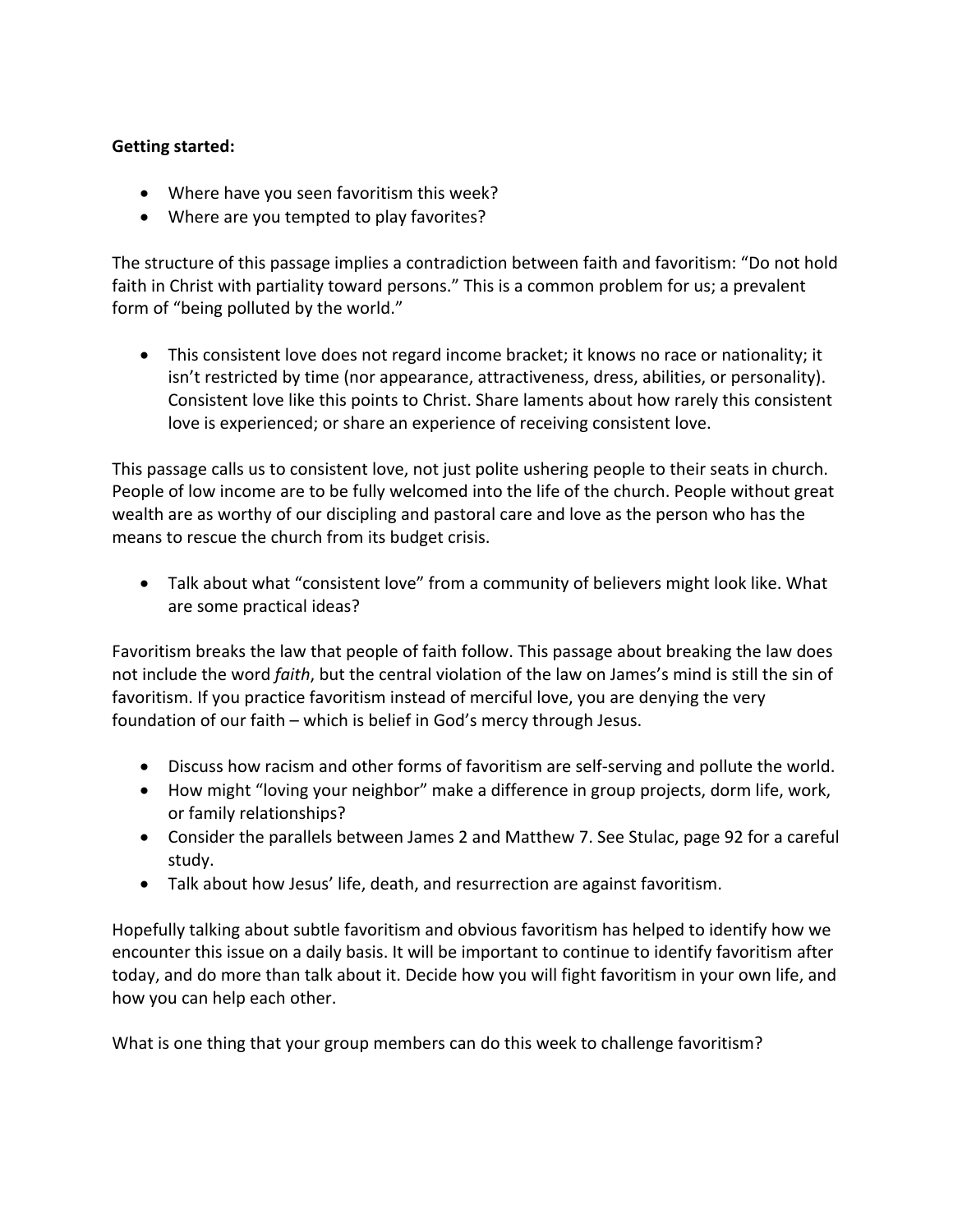**Getting started:**

- Where have you seen favoritism this week?
- Where are you tempted to play favorites?

The structure of this passage implies a contradiction between faith and favoritism: “Do not hold faith in Christ with partiality toward persons.” This is a common problem for us; a prevalent form of “being polluted by the world.”

- This consistent love does not regard income bracket; it knows no race or nationality; it isn’t restricted by time (nor appearance, attractiveness, dress, abilities, or personality). Consistent love like this points to Christ. Share laments about how rarely this consistent love is experienced; or share an experience of receiving consistent love.

This passage calls us to consistent love, not just polite ushering people to their seats in church. People of low income are to be fully welcomed into the life of the church. People without great wealth are as worthy of our discipling and pastoral care and love as the person who has the means to rescue the church from its budget crisis.

- Talk about what “consistent love” from a community of believers might look like. What are some practical ideas?

Favoritism breaks the law that people of faith follow. This passage about breaking the law does not include the word *faith*, but the central violation of the law on James’s mind is still the sin of favoritism. If you practice favoritism instead of merciful love, you are denying the very foundation of our faith – which is belief in God’s mercy through Jesus.

- Discuss how racism and other forms of favoritism are self-serving and pollute the world.
- How might “loving your neighbor” make a difference in group projects, dorm life, work, or family relationships?
- Consider the parallels between James 2 and Matthew 7. See Stulac, page 92 for a careful study.
- Talk about how Jesus’ life, death, and resurrection are against favoritism.

Hopefully talking about subtle favoritism and obvious favoritism has helped to identify how we encounter this issue on a daily basis. It will be important to continue to identify favoritism after today, and do more than talk about it. Decide how you will fight favoritism in your own life, and how you can help each other.

What is one thing that your group members can do this week to challenge favoritism?